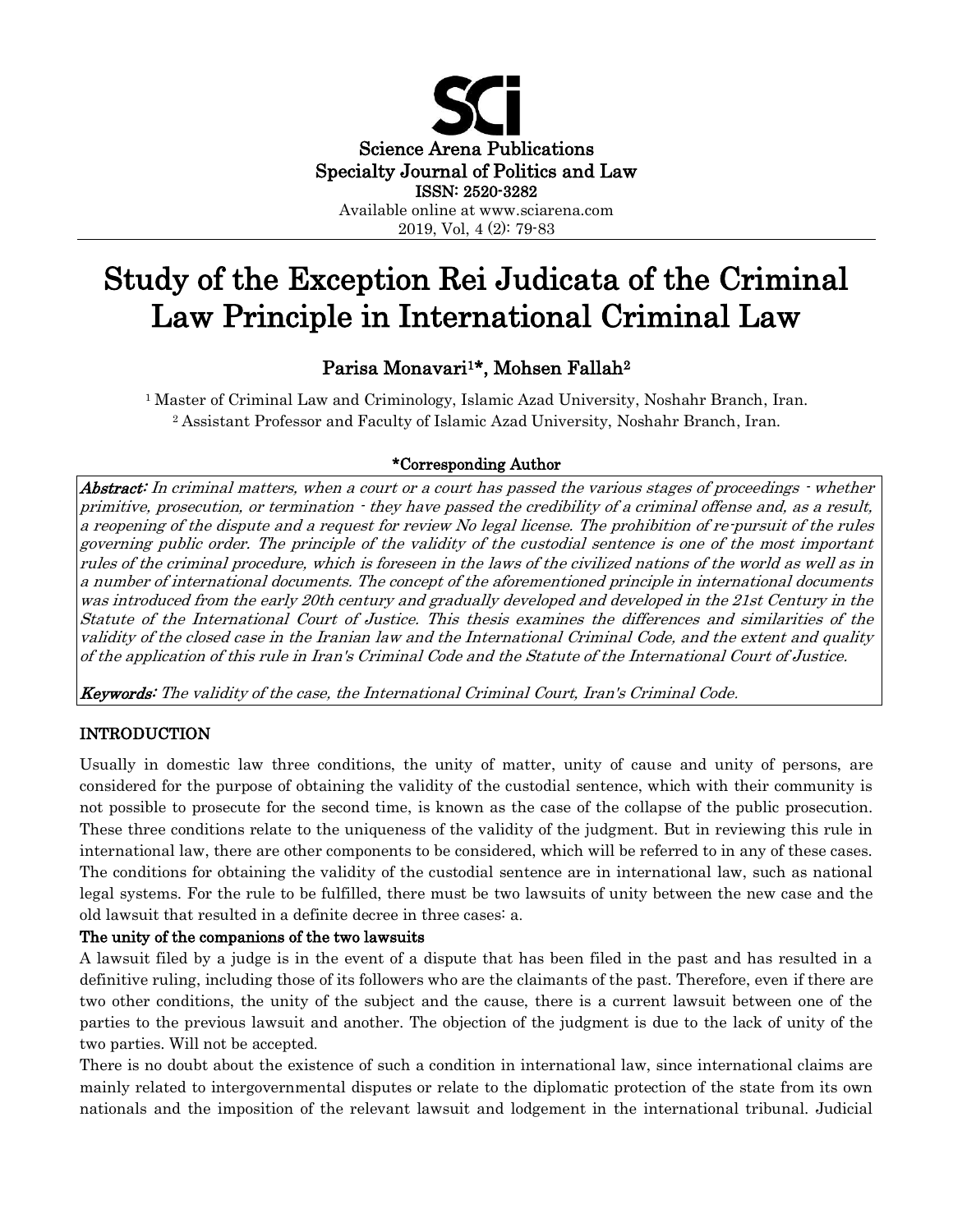SCi

Science Arena Publications
Specialty Journal of Politics and Law
ISSN: 2520-3282
Available online at www.sciarena.com
2019, Vol, 4 (2): 79-83

# Study of the Exception Rei Judicata of the Criminal Law Principle in International Criminal Law

**Parisa Monavari[1]*, Mohsen Fallah[2]**

[1] Master of Criminal Law and Criminology, Islamic Azad University, Noshahr Branch, Iran.
[2] Assistant Professor and Faculty of Islamic Azad University, Noshahr Branch, Iran.

**\*Corresponding Author**

***Abstract:*** *In criminal matters, when a court or a court has passed the various stages of proceedings - whether primitive, prosecution, or termination - they have passed the credibility of a criminal offense and, as a result, a reopening of the dispute and a request for review No legal license. The prohibition of re-pursuit of the rules governing public order. The principle of the validity of the custodial sentence is one of the most important rules of the criminal procedure, which is foreseen in the laws of the civilized nations of the world as well as in a number of international documents. The concept of the aforementioned principle in international documents was introduced from the early 20th century and gradually developed and developed in the 21st Century in the Statute of the International Court of Justice. This thesis examines the differences and similarities of the validity of the closed case in the Iranian law and the International Criminal Code, and the extent and quality of the application of this rule in Iran's Criminal Code and the Statute of the International Court of Justice.*

***Keywords:*** *The validity of the case, the International Criminal Court, Iran's Criminal Code.*

## INTRODUCTION

Usually in domestic law three conditions, the unity of matter, unity of cause and unity of persons, are considered for the purpose of obtaining the validity of the custodial sentence, which with their community is not possible to prosecute for the second time, is known as the case of the collapse of the public prosecution. These three conditions relate to the uniqueness of the validity of the judgment. But in reviewing this rule in international law, there are other components to be considered, which will be referred to in any of these cases. The conditions for obtaining the validity of the custodial sentence are in international law, such as national legal systems. For the rule to be fulfilled, there must be two lawsuits of unity between the new case and the old lawsuit that resulted in a definite decree in three cases: a.

### The unity of the companions of the two lawsuits

A lawsuit filed by a judge is in the event of a dispute that has been filed in the past and has resulted in a definitive ruling, including those of its followers who are the claimants of the past. Therefore, even if there are two other conditions, the unity of the subject and the cause, there is a current lawsuit between one of the parties to the previous lawsuit and another. The objection of the judgment is due to the lack of unity of the two parties. Will not be accepted.

There is no doubt about the existence of such a condition in international law, since international claims are mainly related to intergovernmental disputes or relate to the diplomatic protection of the state from its own nationals and the imposition of the relevant lawsuit and lodgement in the international tribunal. Judicial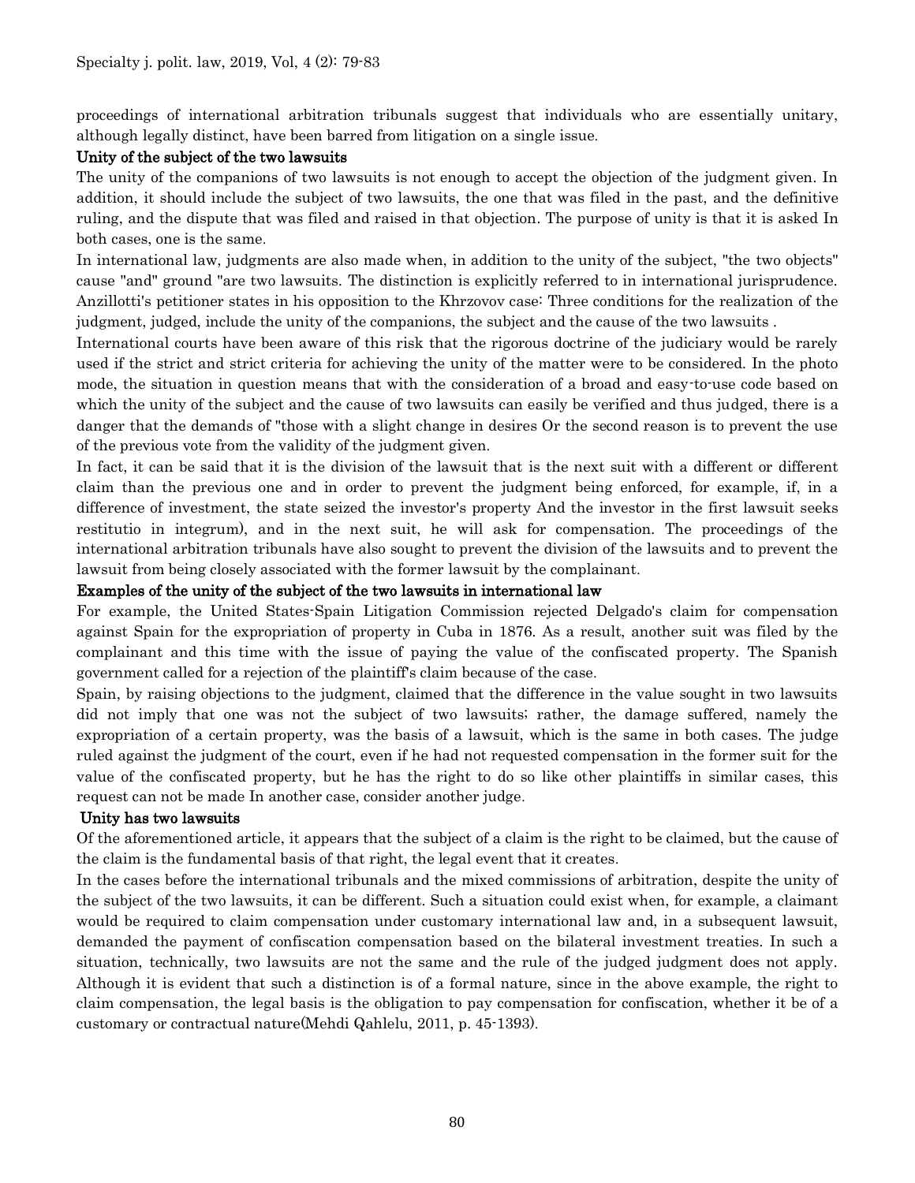proceedings of international arbitration tribunals suggest that individuals who are essentially unitary, although legally distinct, have been barred from litigation on a single issue.

### Unity of the subject of the two lawsuits

The unity of the companions of two lawsuits is not enough to accept the objection of the judgment given. In addition, it should include the subject of two lawsuits, the one that was filed in the past, and the definitive ruling, and the dispute that was filed and raised in that objection. The purpose of unity is that it is asked In both cases, one is the same.

In international law, judgments are also made when, in addition to the unity of the subject, "the two objects" cause "and" ground "are two lawsuits. The distinction is explicitly referred to in international jurisprudence. Anzillotti's petitioner states in his opposition to the Khrzovov case: Three conditions for the realization of the judgment, judged, include the unity of the companions, the subject and the cause of the two lawsuits .

International courts have been aware of this risk that the rigorous doctrine of the judiciary would be rarely used if the strict and strict criteria for achieving the unity of the matter were to be considered. In the photo mode, the situation in question means that with the consideration of a broad and easy-to-use code based on which the unity of the subject and the cause of two lawsuits can easily be verified and thus judged, there is a danger that the demands of "those with a slight change in desires Or the second reason is to prevent the use of the previous vote from the validity of the judgment given.

In fact, it can be said that it is the division of the lawsuit that is the next suit with a different or different claim than the previous one and in order to prevent the judgment being enforced, for example, if, in a difference of investment, the state seized the investor's property And the investor in the first lawsuit seeks restitutio in integrum), and in the next suit, he will ask for compensation. The proceedings of the international arbitration tribunals have also sought to prevent the division of the lawsuits and to prevent the lawsuit from being closely associated with the former lawsuit by the complainant.

### Examples of the unity of the subject of the two lawsuits in international law

For example, the United States-Spain Litigation Commission rejected Delgado's claim for compensation against Spain for the expropriation of property in Cuba in 1876. As a result, another suit was filed by the complainant and this time with the issue of paying the value of the confiscated property. The Spanish government called for a rejection of the plaintiff's claim because of the case.

Spain, by raising objections to the judgment, claimed that the difference in the value sought in two lawsuits did not imply that one was not the subject of two lawsuits; rather, the damage suffered, namely the expropriation of a certain property, was the basis of a lawsuit, which is the same in both cases. The judge ruled against the judgment of the court, even if he had not requested compensation in the former suit for the value of the confiscated property, but he has the right to do so like other plaintiffs in similar cases, this request can not be made In another case, consider another judge.

### Unity has two lawsuits

Of the aforementioned article, it appears that the subject of a claim is the right to be claimed, but the cause of the claim is the fundamental basis of that right, the legal event that it creates.

In the cases before the international tribunals and the mixed commissions of arbitration, despite the unity of the subject of the two lawsuits, it can be different. Such a situation could exist when, for example, a claimant would be required to claim compensation under customary international law and, in a subsequent lawsuit, demanded the payment of confiscation compensation based on the bilateral investment treaties. In such a situation, technically, two lawsuits are not the same and the rule of the judged judgment does not apply. Although it is evident that such a distinction is of a formal nature, since in the above example, the right to claim compensation, the legal basis is the obligation to pay compensation for confiscation, whether it be of a customary or contractual nature(Mehdi Qahlelu, 2011, p. 45-1393).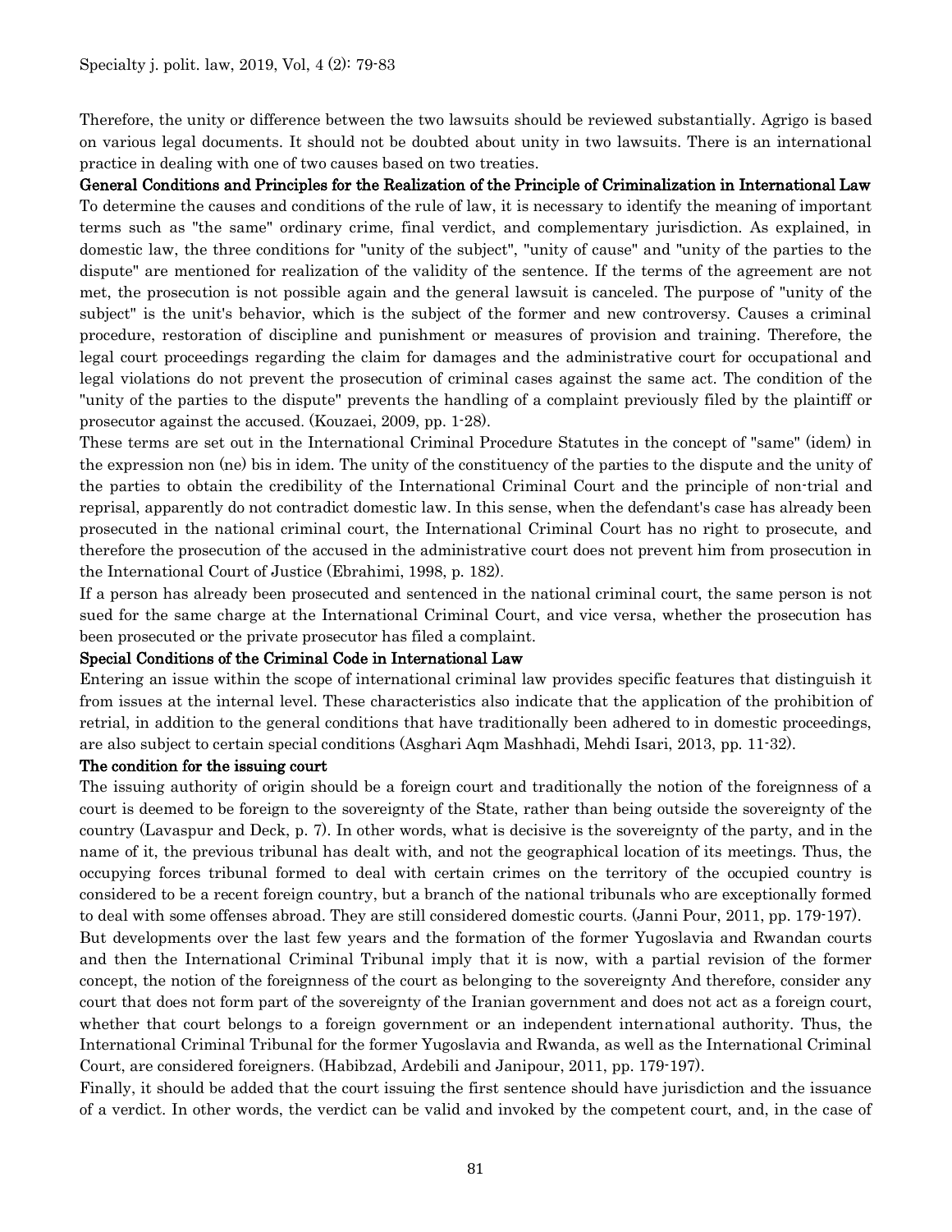Therefore, the unity or difference between the two lawsuits should be reviewed substantially. Agrigo is based on various legal documents. It should not be doubted about unity in two lawsuits. There is an international practice in dealing with one of two causes based on two treaties.

## General Conditions and Principles for the Realization of the Principle of Criminalization in International Law

To determine the causes and conditions of the rule of law, it is necessary to identify the meaning of important terms such as "the same" ordinary crime, final verdict, and complementary jurisdiction. As explained, in domestic law, the three conditions for "unity of the subject", "unity of cause" and "unity of the parties to the dispute" are mentioned for realization of the validity of the sentence. If the terms of the agreement are not met, the prosecution is not possible again and the general lawsuit is canceled. The purpose of "unity of the subject" is the unit's behavior, which is the subject of the former and new controversy. Causes a criminal procedure, restoration of discipline and punishment or measures of provision and training. Therefore, the legal court proceedings regarding the claim for damages and the administrative court for occupational and legal violations do not prevent the prosecution of criminal cases against the same act. The condition of the "unity of the parties to the dispute" prevents the handling of a complaint previously filed by the plaintiff or prosecutor against the accused. (Kouzaei, 2009, pp. 1-28).

These terms are set out in the International Criminal Procedure Statutes in the concept of "same" (idem) in the expression non (ne) bis in idem. The unity of the constituency of the parties to the dispute and the unity of the parties to obtain the credibility of the International Criminal Court and the principle of non-trial and reprisal, apparently do not contradict domestic law. In this sense, when the defendant's case has already been prosecuted in the national criminal court, the International Criminal Court has no right to prosecute, and therefore the prosecution of the accused in the administrative court does not prevent him from prosecution in the International Court of Justice (Ebrahimi, 1998, p. 182).

If a person has already been prosecuted and sentenced in the national criminal court, the same person is not sued for the same charge at the International Criminal Court, and vice versa, whether the prosecution has been prosecuted or the private prosecutor has filed a complaint.

## Special Conditions of the Criminal Code in International Law

Entering an issue within the scope of international criminal law provides specific features that distinguish it from issues at the internal level. These characteristics also indicate that the application of the prohibition of retrial, in addition to the general conditions that have traditionally been adhered to in domestic proceedings, are also subject to certain special conditions (Asghari Aqm Mashhadi, Mehdi Isari, 2013, pp. 11-32).

### The condition for the issuing court

The issuing authority of origin should be a foreign court and traditionally the notion of the foreignness of a court is deemed to be foreign to the sovereignty of the State, rather than being outside the sovereignty of the country (Lavaspur and Deck, p. 7). In other words, what is decisive is the sovereignty of the party, and in the name of it, the previous tribunal has dealt with, and not the geographical location of its meetings. Thus, the occupying forces tribunal formed to deal with certain crimes on the territory of the occupied country is considered to be a recent foreign country, but a branch of the national tribunals who are exceptionally formed to deal with some offenses abroad. They are still considered domestic courts. (Janni Pour, 2011, pp. 179-197).

But developments over the last few years and the formation of the former Yugoslavia and Rwandan courts and then the International Criminal Tribunal imply that it is now, with a partial revision of the former concept, the notion of the foreignness of the court as belonging to the sovereignty And therefore, consider any court that does not form part of the sovereignty of the Iranian government and does not act as a foreign court, whether that court belongs to a foreign government or an independent international authority. Thus, the International Criminal Tribunal for the former Yugoslavia and Rwanda, as well as the International Criminal Court, are considered foreigners. (Habibzad, Ardebili and Janipour, 2011, pp. 179-197).

Finally, it should be added that the court issuing the first sentence should have jurisdiction and the issuance of a verdict. In other words, the verdict can be valid and invoked by the competent court, and, in the case of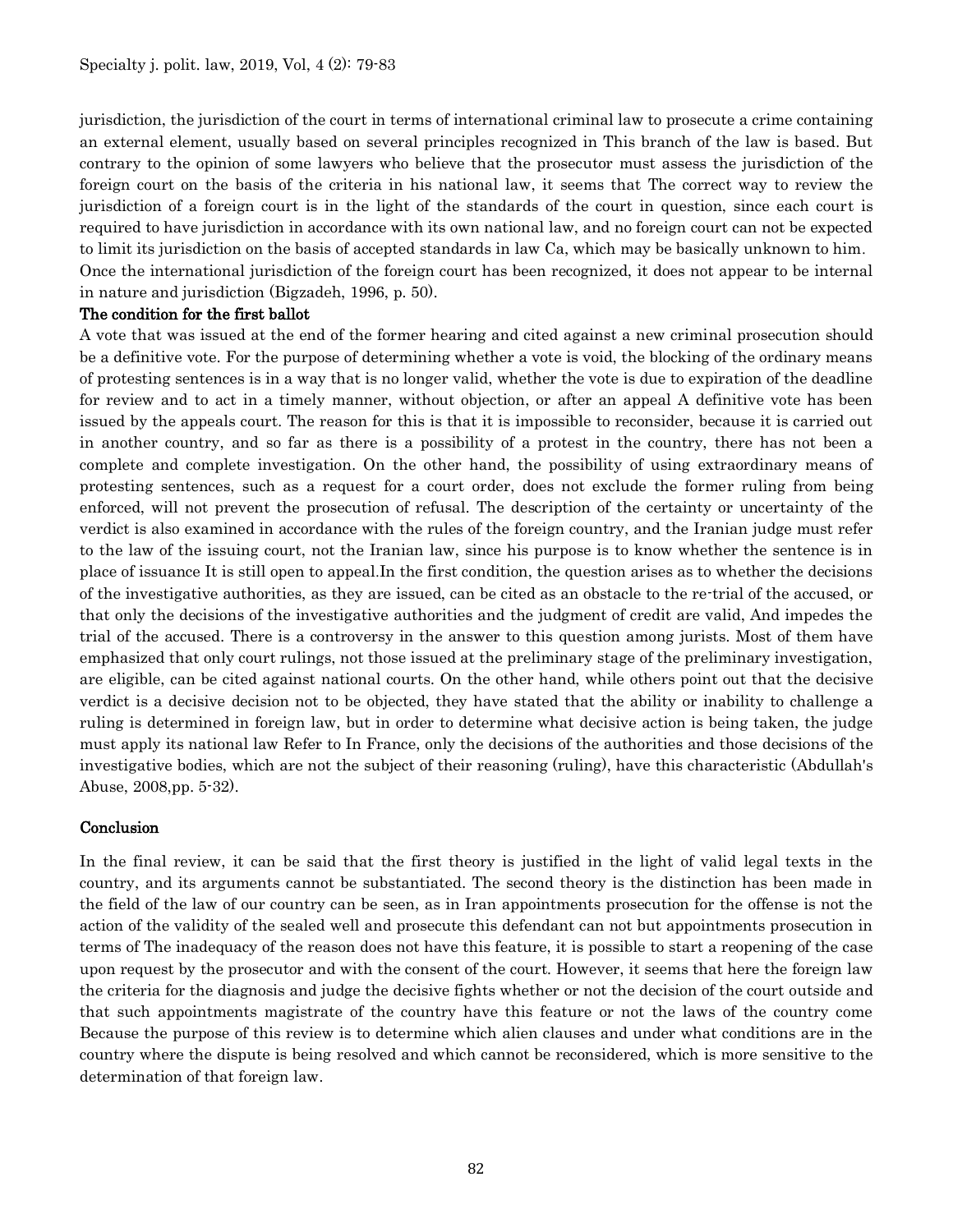jurisdiction, the jurisdiction of the court in terms of international criminal law to prosecute a crime containing an external element, usually based on several principles recognized in This branch of the law is based. But contrary to the opinion of some lawyers who believe that the prosecutor must assess the jurisdiction of the foreign court on the basis of the criteria in his national law, it seems that The correct way to review the jurisdiction of a foreign court is in the light of the standards of the court in question, since each court is required to have jurisdiction in accordance with its own national law, and no foreign court can not be expected to limit its jurisdiction on the basis of accepted standards in law Ca, which may be basically unknown to him. Once the international jurisdiction of the foreign court has been recognized, it does not appear to be internal in nature and jurisdiction (Bigzadeh, 1996, p. 50).

### The condition for the first ballot

A vote that was issued at the end of the former hearing and cited against a new criminal prosecution should be a definitive vote. For the purpose of determining whether a vote is void, the blocking of the ordinary means of protesting sentences is in a way that is no longer valid, whether the vote is due to expiration of the deadline for review and to act in a timely manner, without objection, or after an appeal A definitive vote has been issued by the appeals court. The reason for this is that it is impossible to reconsider, because it is carried out in another country, and so far as there is a possibility of a protest in the country, there has not been a complete and complete investigation. On the other hand, the possibility of using extraordinary means of protesting sentences, such as a request for a court order, does not exclude the former ruling from being enforced, will not prevent the prosecution of refusal. The description of the certainty or uncertainty of the verdict is also examined in accordance with the rules of the foreign country, and the Iranian judge must refer to the law of the issuing court, not the Iranian law, since his purpose is to know whether the sentence is in place of issuance It is still open to appeal.In the first condition, the question arises as to whether the decisions of the investigative authorities, as they are issued, can be cited as an obstacle to the re-trial of the accused, or that only the decisions of the investigative authorities and the judgment of credit are valid, And impedes the trial of the accused. There is a controversy in the answer to this question among jurists. Most of them have emphasized that only court rulings, not those issued at the preliminary stage of the preliminary investigation, are eligible, can be cited against national courts. On the other hand, while others point out that the decisive verdict is a decisive decision not to be objected, they have stated that the ability or inability to challenge a ruling is determined in foreign law, but in order to determine what decisive action is being taken, the judge must apply its national law Refer to In France, only the decisions of the authorities and those decisions of the investigative bodies, which are not the subject of their reasoning (ruling), have this characteristic (Abdullah's Abuse, 2008,pp. 5-32).

## Conclusion

In the final review, it can be said that the first theory is justified in the light of valid legal texts in the country, and its arguments cannot be substantiated. The second theory is the distinction has been made in the field of the law of our country can be seen, as in Iran appointments prosecution for the offense is not the action of the validity of the sealed well and prosecute this defendant can not but appointments prosecution in terms of The inadequacy of the reason does not have this feature, it is possible to start a reopening of the case upon request by the prosecutor and with the consent of the court. However, it seems that here the foreign law the criteria for the diagnosis and judge the decisive fights whether or not the decision of the court outside and that such appointments magistrate of the country have this feature or not the laws of the country come Because the purpose of this review is to determine which alien clauses and under what conditions are in the country where the dispute is being resolved and which cannot be reconsidered, which is more sensitive to the determination of that foreign law.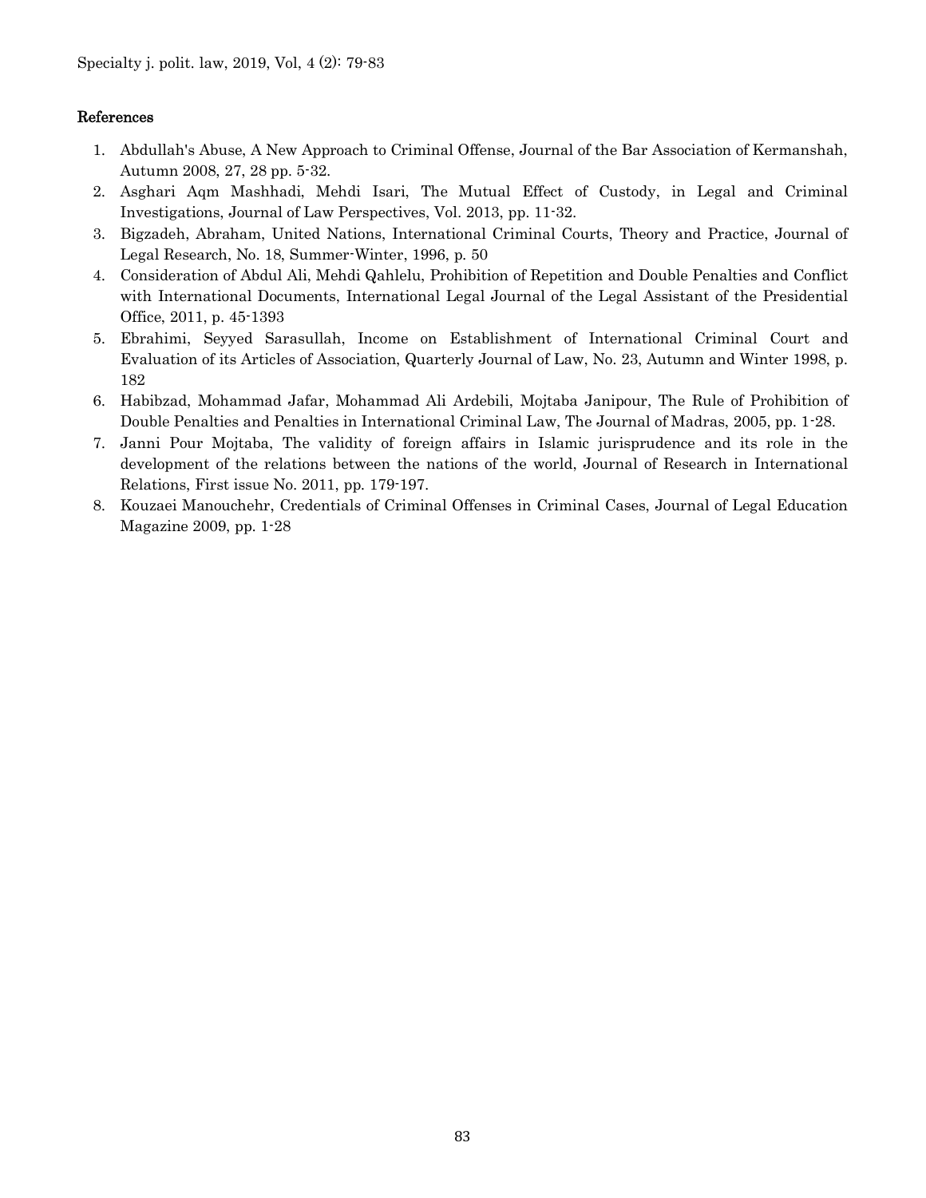## References

1. Abdullah's Abuse, A New Approach to Criminal Offense, Journal of the Bar Association of Kermanshah, Autumn 2008, 27, 28 pp. 5-32.
2. Asghari Aqm Mashhadi, Mehdi Isari, The Mutual Effect of Custody, in Legal and Criminal Investigations, Journal of Law Perspectives, Vol. 2013, pp. 11-32.
3. Bigzadeh, Abraham, United Nations, International Criminal Courts, Theory and Practice, Journal of Legal Research, No. 18, Summer-Winter, 1996, p. 50
4. Consideration of Abdul Ali, Mehdi Qahlelu, Prohibition of Repetition and Double Penalties and Conflict with International Documents, International Legal Journal of the Legal Assistant of the Presidential Office, 2011, p. 45-1393
5. Ebrahimi, Seyyed Sarasullah, Income on Establishment of International Criminal Court and Evaluation of its Articles of Association, Quarterly Journal of Law, No. 23, Autumn and Winter 1998, p. 182
6. Habibzad, Mohammad Jafar, Mohammad Ali Ardebili, Mojtaba Janipour, The Rule of Prohibition of Double Penalties and Penalties in International Criminal Law, The Journal of Madras, 2005, pp. 1-28.
7. Janni Pour Mojtaba, The validity of foreign affairs in Islamic jurisprudence and its role in the development of the relations between the nations of the world, Journal of Research in International Relations, First issue No. 2011, pp. 179-197.
8. Kouzaei Manouchehr, Credentials of Criminal Offenses in Criminal Cases, Journal of Legal Education Magazine 2009, pp. 1-28